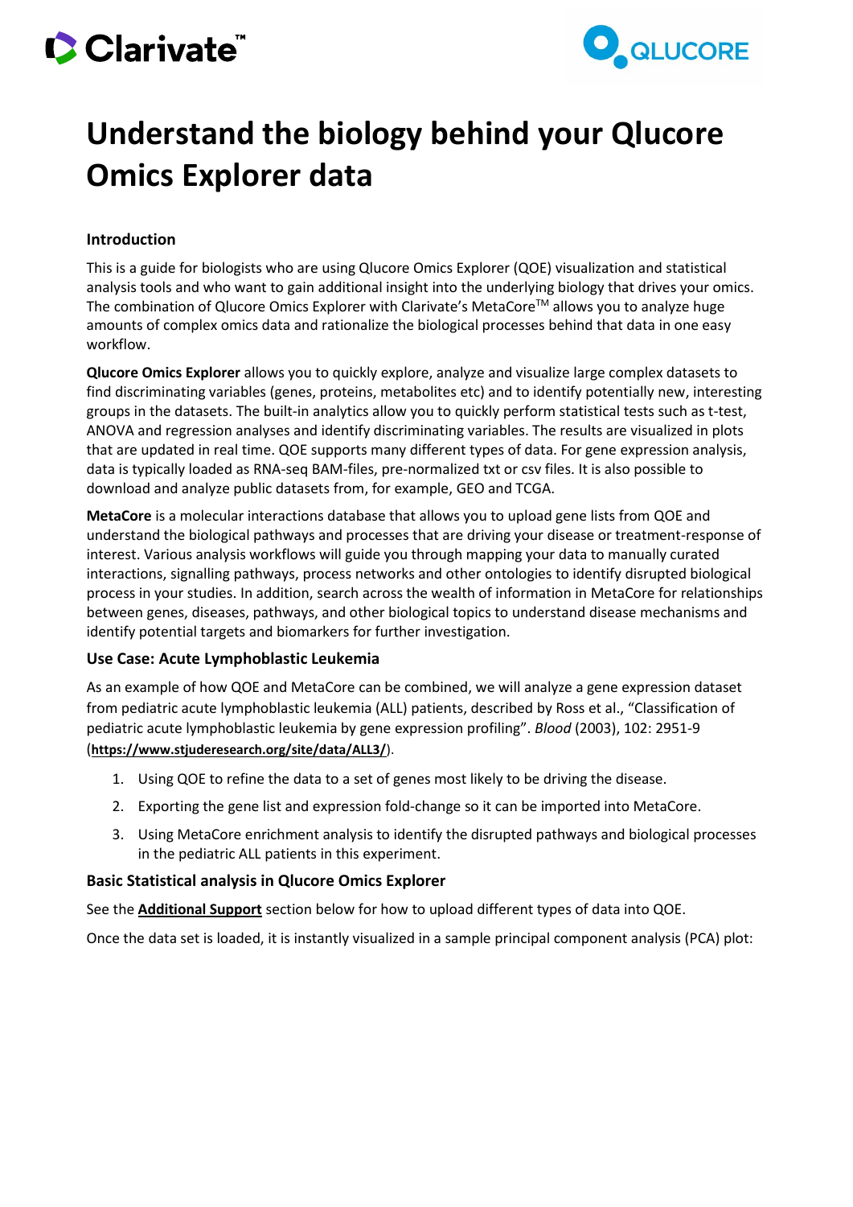# Understand the biology behind your Qlucore Omics Explorer data

### Introduction

This is a guide for biologists who are using Qlucore Omics Explorer (QOE) visualization and statistical analysis tools and who want to gain additional insight into the underlying biology that drives your omics. The combination of Qlucore Omics Explorer with Clarivate's MetaCore$^{TM}$ allows you to analyze huge amounts of complex omics data and rationalize the biological processes behind that data in one easy workflow.

**Qlucore Omics Explorer** allows you to quickly explore, analyze and visualize large complex datasets to find discriminating variables (genes, proteins, metabolites etc) and to identify potentially new, interesting groups in the datasets. The built-in analytics allow you to quickly perform statistical tests such as t-test, ANOVA and regression analyses and identify discriminating variables. The results are visualized in plots that are updated in real time. QOE supports many different types of data. For gene expression analysis, data is typically loaded as RNA-seq BAM-files, pre-normalized txt or csv files. It is also possible to download and analyze public datasets from, for example, GEO and TCGA.

**MetaCore** is a molecular interactions database that allows you to upload gene lists from QOE and understand the biological pathways and processes that are driving your disease or treatment-response of interest. Various analysis workflows will guide you through mapping your data to manually curated interactions, signalling pathways, process networks and other ontologies to identify disrupted biological process in your studies. In addition, search across the wealth of information in MetaCore for relationships between genes, diseases, pathways, and other biological topics to understand disease mechanisms and identify potential targets and biomarkers for further investigation.

### Use Case: Acute Lymphoblastic Leukemia

As an example of how QOE and MetaCore can be combined, we will analyze a gene expression dataset from pediatric acute lymphoblastic leukemia (ALL) patients, described by Ross et al., "Classification of pediatric acute lymphoblastic leukemia by gene expression profiling". *Blood* (2003), 102: 2951-9 (**https://www.stjuderesearch.org/site/data/ALL3/**).

1. Using QOE to refine the data to a set of genes most likely to be driving the disease.
2. Exporting the gene list and expression fold-change so it can be imported into MetaCore.
3. Using MetaCore enrichment analysis to identify the disrupted pathways and biological processes in the pediatric ALL patients in this experiment.

### Basic Statistical analysis in Qlucore Omics Explorer

See the **Additional Support** section below for how to upload different types of data into QOE.

Once the data set is loaded, it is instantly visualized in a sample principal component analysis (PCA) plot: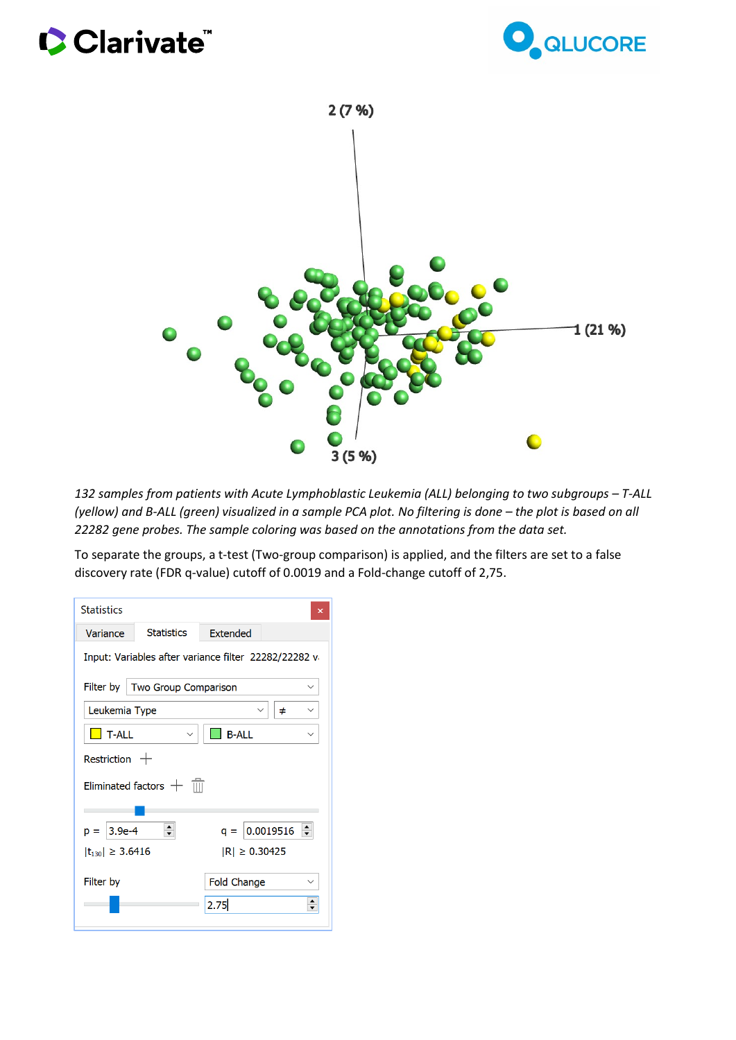*132 samples from patients with Acute Lymphoblastic Leukemia (ALL) belonging to two subgroups – T-ALL (yellow) and B-ALL (green) visualized in a sample PCA plot. No filtering is done – the plot is based on all 22282 gene probes. The sample coloring was based on the annotations from the data set.*

To separate the groups, a t-test (Two-group comparison) is applied, and the filters are set to a false discovery rate (FDR q-value) cutoff of 0.0019 and a Fold-change cutoff of 2,75.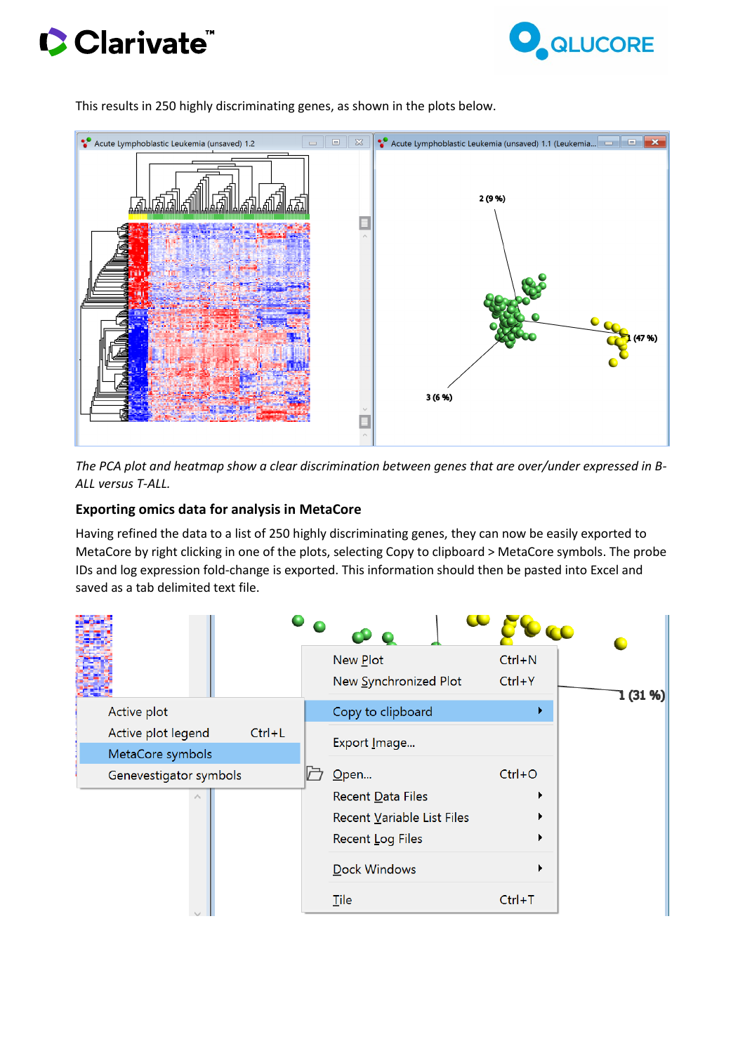This results in 250 highly discriminating genes, as shown in the plots below.

*The PCA plot and heatmap show a clear discrimination between genes that are over/under expressed in B-ALL versus T-ALL.*

### Exporting omics data for analysis in MetaCore

Having refined the data to a list of 250 highly discriminating genes, they can now be easily exported to MetaCore by right clicking in one of the plots, selecting Copy to clipboard > MetaCore symbols. The probe IDs and log expression fold-change is exported. This information should then be pasted into Excel and saved as a tab delimited text file.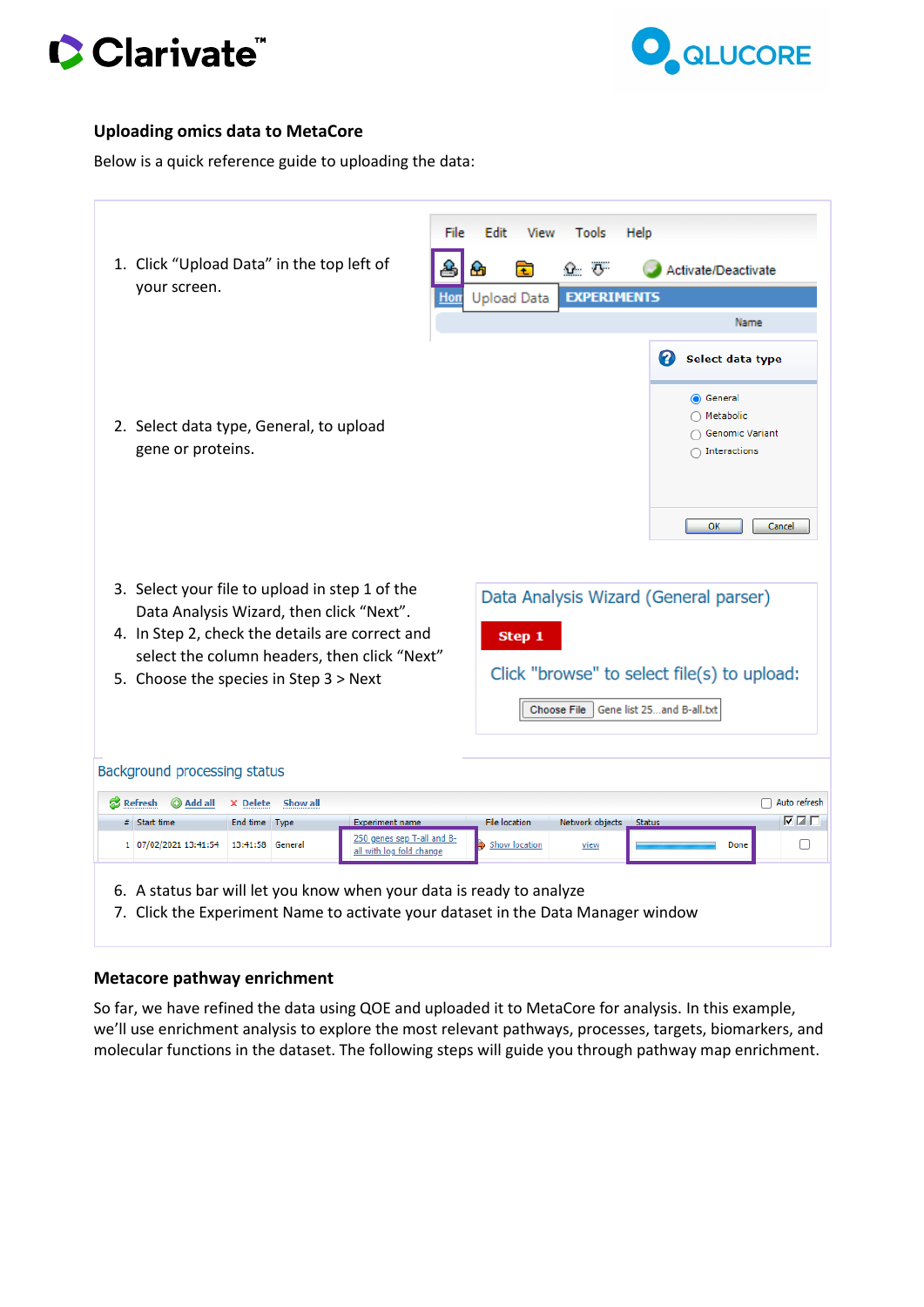## Uploading omics data to MetaCore

Below is a quick reference guide to uploading the data:

1. Click "Upload Data" in the top left of your screen.

2. Select data type, General, to upload gene or proteins.

3. Select your file to upload in step 1 of the Data Analysis Wizard, then click "Next".
4. In Step 2, check the details are correct and select the column headers, then click "Next"
5. Choose the species in Step 3 > Next

6. A status bar will let you know when your data is ready to analyze
7. Click the Experiment Name to activate your dataset in the Data Manager window

## Metacore pathway enrichment

So far, we have refined the data using QOE and uploaded it to MetaCore for analysis. In this example, we'll use enrichment analysis to explore the most relevant pathways, processes, targets, biomarkers, and molecular functions in the dataset. The following steps will guide you through pathway map enrichment.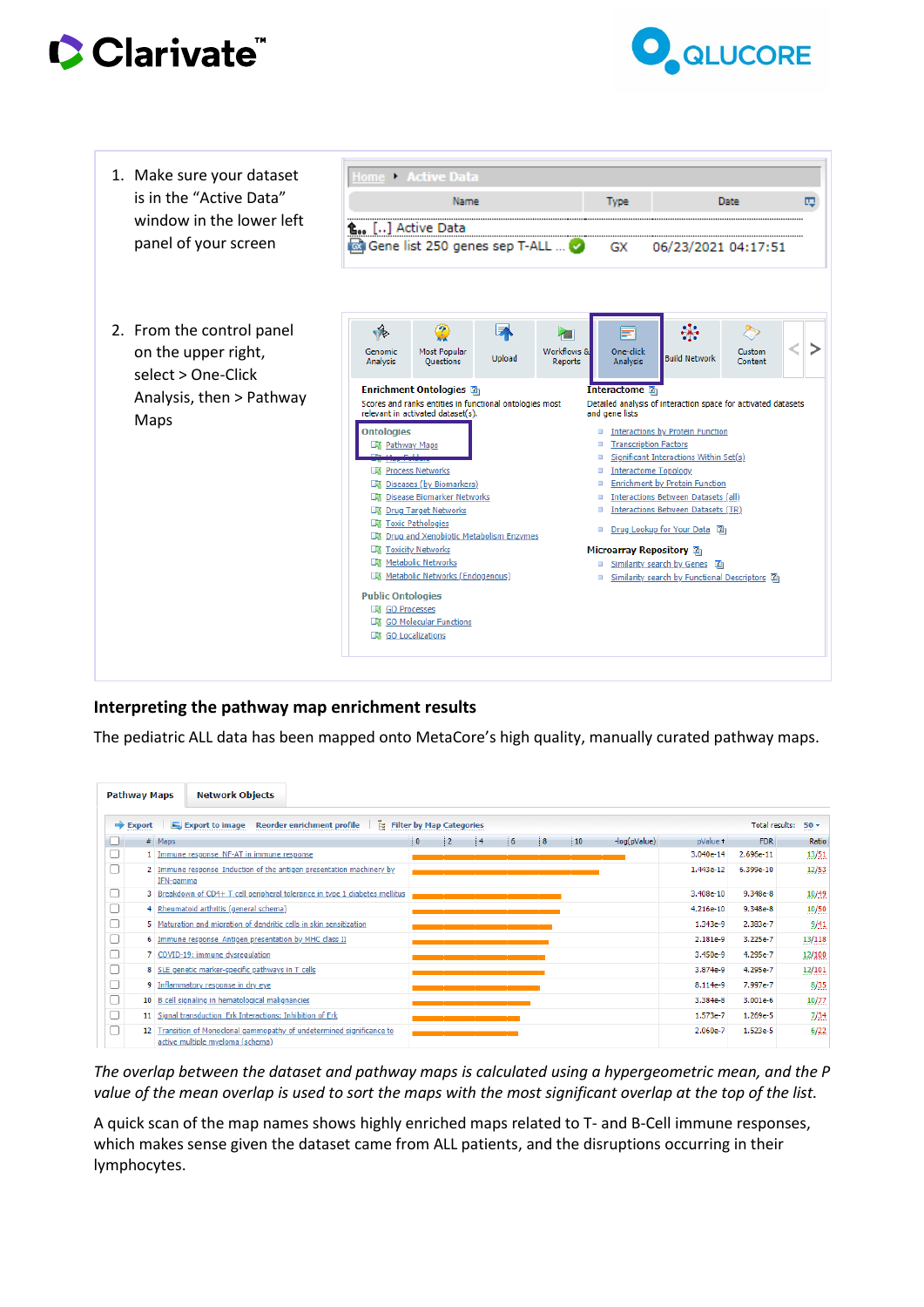1. Make sure your dataset is in the “Active Data” window in the lower left panel of your screen

| Name | Type | Date |
|---|---|---|
| [..] Active Data | | |
| Gene list 250 genes sep T-ALL ... | GX | 06/23/2021 04:17:51 |

2. From the control panel on the upper right, select > One-Click Analysis, then > Pathway Maps

## Interpreting the pathway map enrichment results

The pediatric ALL data has been mapped onto MetaCore’s high quality, manually curated pathway maps.

| # | Maps | pValue | FDR | Ratio |
|---|---|---|---|---|
| 1 | Immune response_NF-AT in immune response | 3.040e-14 | 2.696e-11 | 13/51 |
| 2 | Immune response_Induction of the antigen presentation machinery by IFN-gamma | 1.443e-12 | 6.399e-10 | 12/53 |
| 3 | Breakdown of CD4+ T cell peripheral tolerance in type 1 diabetes mellitus | 3.408e-10 | 9.348e-8 | 10/49 |
| 4 | Rheumatoid arthritis (general schema) | 4.216e-10 | 9.348e-8 | 10/50 |
| 5 | Maturation and migration of dendritic cells in skin sensitization | 1.343e-9 | 2.383e-7 | 9/41 |
| 6 | Immune response_Antigen presentation by MHC class II | 2.181e-9 | 3.225e-7 | 13/118 |
| 7 | COVID-19: immune dysregulation | 3.450e-9 | 4.295e-7 | 12/100 |
| 8 | SLE genetic marker-specific pathways in T cells | 3.874e-9 | 4.295e-7 | 12/101 |
| 9 | Inflammatory response in dry eye | 8.114e-9 | 7.997e-7 | 8/35 |
| 10 | B cell signaling in hematological malignancies | 3.384e-8 | 3.001e-6 | 10/77 |
| 11 | Signal transduction_Erk Interactions: Inhibition of Erk | 1.573e-7 | 1.269e-5 | 7/34 |
| 12 | Transition of Monoclonal gammopathy of undetermined significance to active multiple myeloma (schema) | 2.060e-7 | 1.523e-5 | 6/22 |

*The overlap between the dataset and pathway maps is calculated using a hypergeometric mean, and the P value of the mean overlap is used to sort the maps with the most significant overlap at the top of the list.*

A quick scan of the map names shows highly enriched maps related to T- and B-Cell immune responses, which makes sense given the dataset came from ALL patients, and the disruptions occurring in their lymphocytes.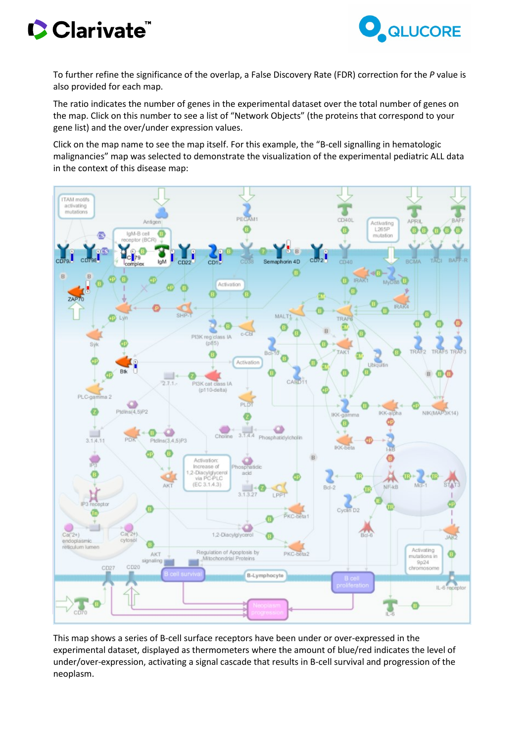To further refine the significance of the overlap, a False Discovery Rate (FDR) correction for the *P* value is also provided for each map.

The ratio indicates the number of genes in the experimental dataset over the total number of genes on the map. Click on this number to see a list of "Network Objects" (the proteins that correspond to your gene list) and the over/under expression values.

Click on the map name to see the map itself. For this example, the "B-cell signalling in hematologic malignancies" map was selected to demonstrate the visualization of the experimental pediatric ALL data in the context of this disease map:

This map shows a series of B-cell surface receptors have been under or over-expressed in the experimental dataset, displayed as thermometers where the amount of blue/red indicates the level of under/over-expression, activating a signal cascade that results in B-cell survival and progression of the neoplasm.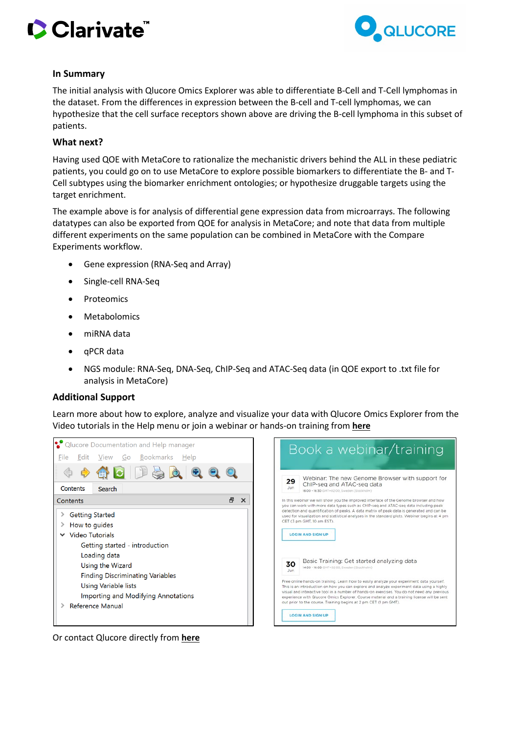### In Summary

The initial analysis with Qlucore Omics Explorer was able to differentiate B-Cell and T-Cell lymphomas in the dataset. From the differences in expression between the B-cell and T-cell lymphomas, we can hypothesize that the cell surface receptors shown above are driving the B-cell lymphoma in this subset of patients.

### What next?

Having used QOE with MetaCore to rationalize the mechanistic drivers behind the ALL in these pediatric patients, you could go on to use MetaCore to explore possible biomarkers to differentiate the B- and T-Cell subtypes using the biomarker enrichment ontologies; or hypothesize druggable targets using the target enrichment.

The example above is for analysis of differential gene expression data from microarrays. The following datatypes can also be exported from QOE for analysis in MetaCore; and note that data from multiple different experiments on the same population can be combined in MetaCore with the Compare Experiments workflow.

- Gene expression (RNA-Seq and Array)
- Single-cell RNA-Seq
- Proteomics
- Metabolomics
- miRNA data
- qPCR data
- NGS module: RNA-Seq, DNA-Seq, ChIP-Seq and ATAC-Seq data (in QOE export to .txt file for analysis in MetaCore)

### Additional Support

Learn more about how to explore, analyze and visualize your data with Qlucore Omics Explorer from the Video tutorials in the Help menu or join a webinar or hands-on training from **here**

Or contact Qlucore directly from **here**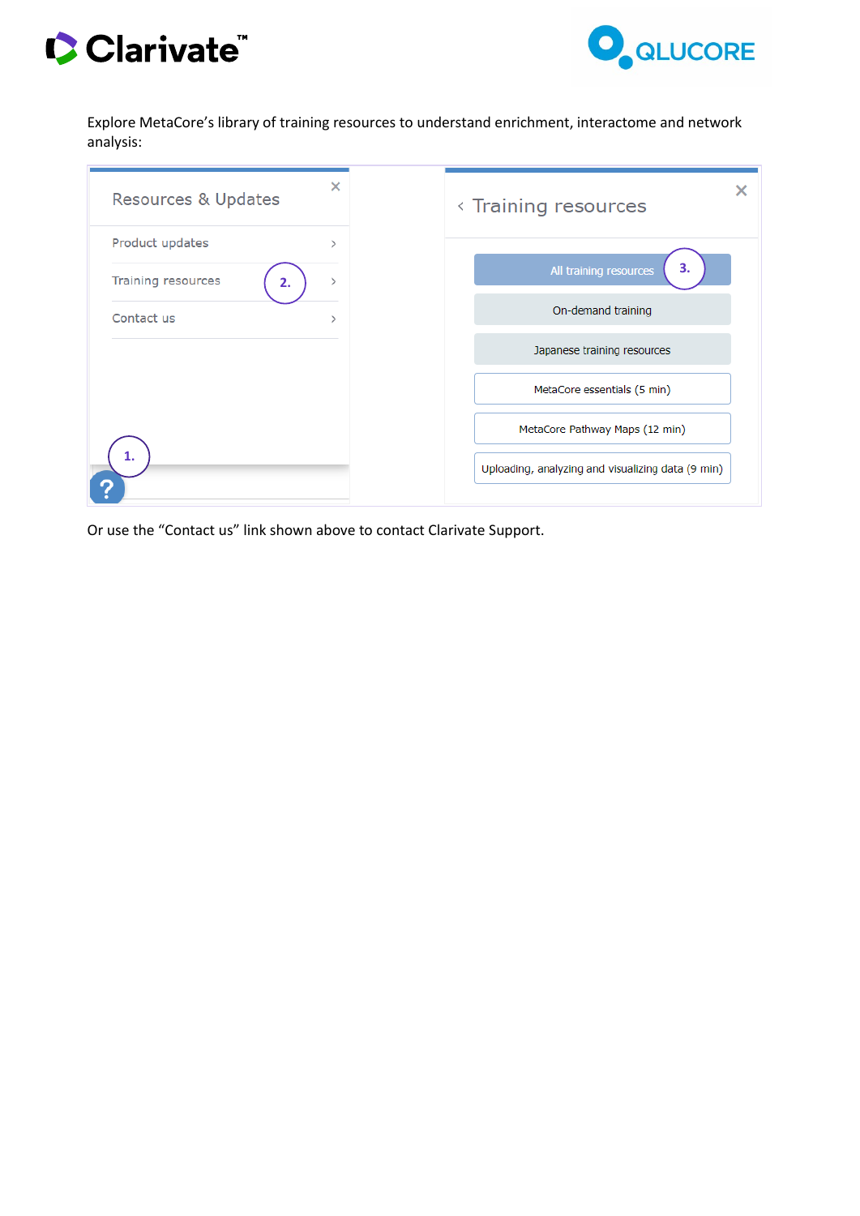Explore MetaCore's library of training resources to understand enrichment, interactome and network analysis:

Resources & Updates

Product updates

Training resources 2.

Contact us

1.

Training resources

All training resources 3.

On-demand training

Japanese training resources

MetaCore essentials (5 min)

MetaCore Pathway Maps (12 min)

Uploading, analyzing and visualizing data (9 min)

Or use the "Contact us" link shown above to contact Clarivate Support.